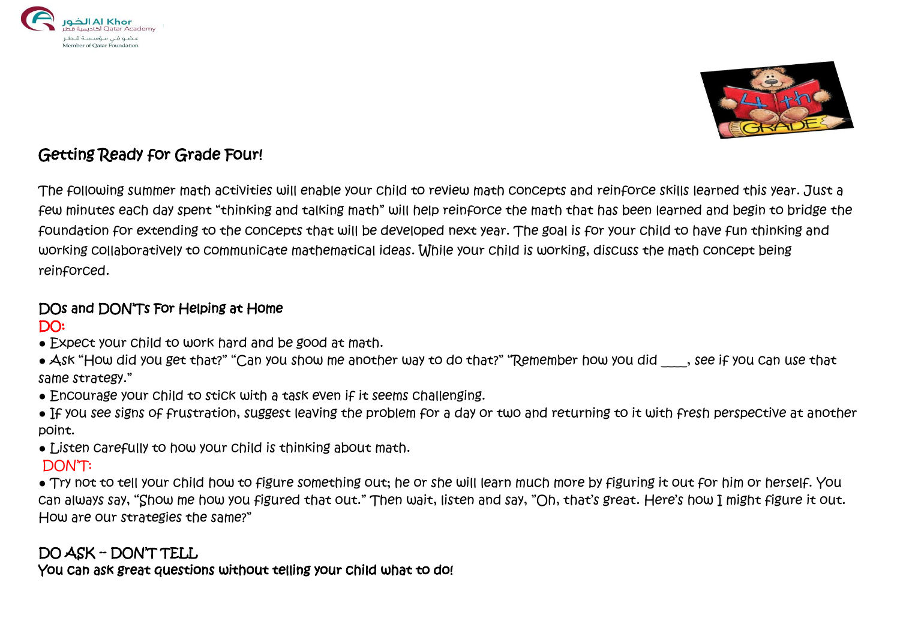Al Khor Qatar Academy
الخور أكاديمية قطر
عضو في مؤسسة قطر
Member of Qatar Foundation

## Getting Ready for Grade Four!

The following summer math activities will enable your child to review math concepts and reinforce skills learned this year. Just a few minutes each day spent "thinking and talking math" will help reinforce the math that has been learned and begin to bridge the foundation for extending to the concepts that will be developed next year. The goal is for your child to have fun thinking and working collaboratively to communicate mathematical ideas. While your child is working, discuss the math concept being reinforced.

### DOs and DON'Ts For Helping at Home

**DO:**

- Expect your child to work hard and be good at math.
- Ask "How did you get that?" "Can you show me another way to do that?" "Remember how you did ____, see if you can use that same strategy."
- Encourage your child to stick with a task even if it seems challenging.
- If you see signs of frustration, suggest leaving the problem for a day or two and returning to it with fresh perspective at another point.
- Listen carefully to how your child is thinking about math.

**DON'T:**

- Try not to tell your child how to figure something out; he or she will learn much more by figuring it out for him or herself. You can always say, "Show me how you figured that out." Then wait, listen and say, "Oh, that's great. Here's how I might figure it out. How are our strategies the same?"

### DO ASK -- DON'T TELL

**You can ask great questions without telling your child what to do!**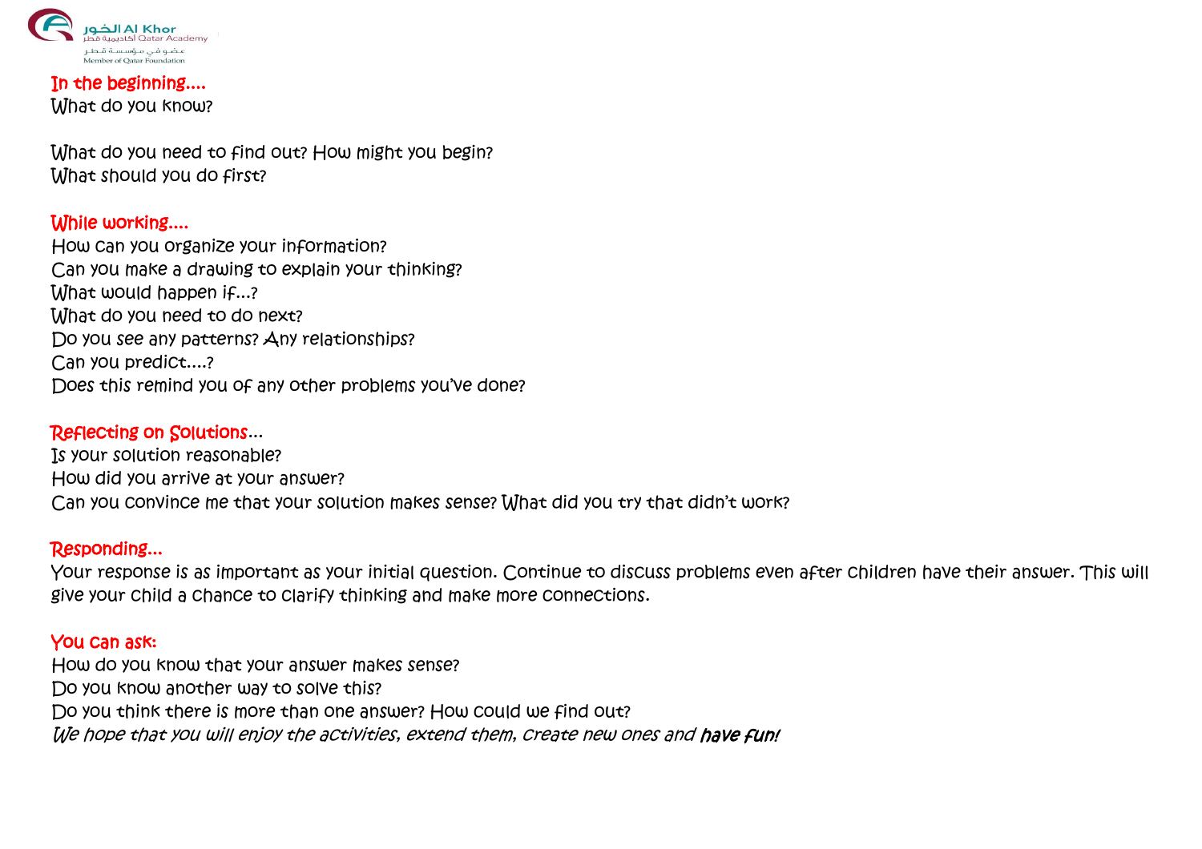### In the beginning....

What do you know?

What do you need to find out? How might you begin?
What should you do first?

### While working....

How can you organize your information?
Can you make a drawing to explain your thinking?
What would happen if...?
What do you need to do next?
Do you see any patterns? Any relationships?
Can you predict....?
Does this remind you of any other problems you've done?

### Reflecting on Solutions...

Is your solution reasonable?
How did you arrive at your answer?
Can you convince me that your solution makes sense? What did you try that didn't work?

### Responding...

Your response is as important as your initial question. Continue to discuss problems even after children have their answer. This will give your child a chance to clarify thinking and make more connections.

### You can ask:

How do you know that your answer makes sense?
Do you know another way to solve this?
Do you think there is more than one answer? How could we find out?
*We hope that you will enjoy the activities, extend them, create new ones and **have fun!***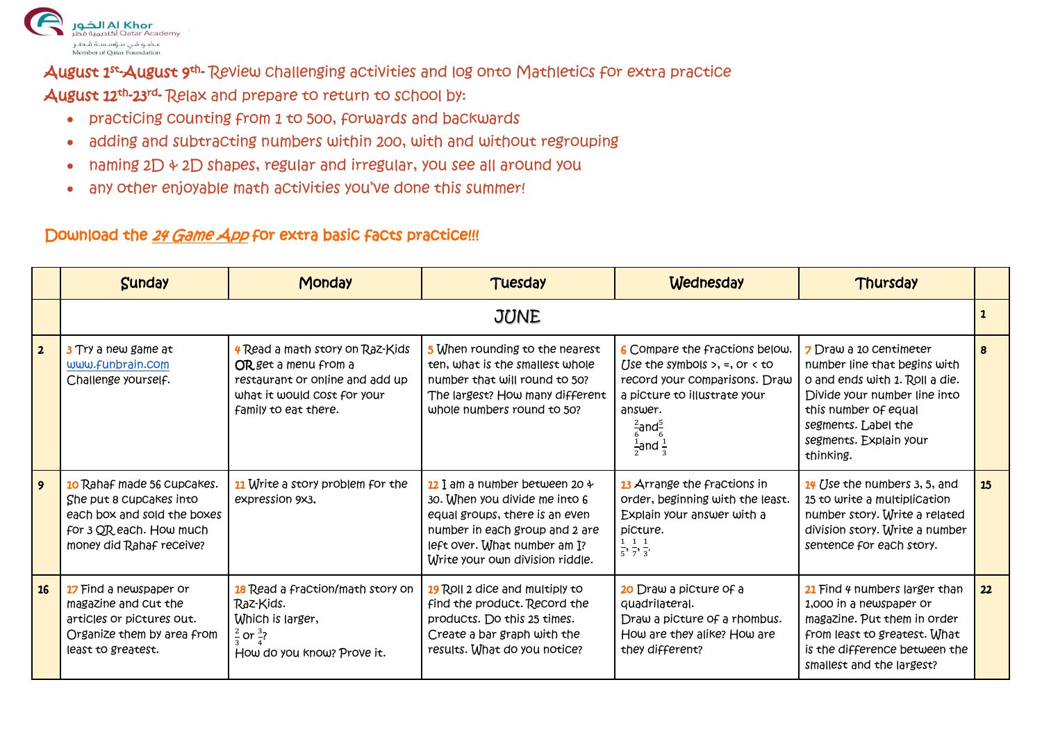Al Khor الخور
أكاديمية قطر Qatar Academy
عضو في مؤسسة قطر
Member of Qatar Foundation

August 1st-August 9th- Review challenging activities and log onto Mathletics for extra practice

August 12th-23rd- Relax and prepare to return to school by:

- practicing counting from 1 to 500, forwards and backwards
- adding and subtracting numbers within 200, with and without regrouping
- naming 2D & 2D shapes, regular and irregular, you see all around you
- any other enjoyable math activities you've done this summer!

Download the *24 Game App* for extra basic facts practice!!!

| | Sunday | Monday | Tuesday | Wednesday | Thursday | |
|---|---|---|---|---|---|---|
| | JUNE | | | | | 1 |
| 2 | 3 Try a new game at www.funbrain.com Challenge yourself. | 4 Read a math story on Raz-Kids OR get a menu from a restaurant or online and add up what it would cost for your family to eat there. | 5 When rounding to the nearest ten, what is the smallest whole number that will round to 50? The largest? How many different whole numbers round to 50? | 6 Compare the fractions below. Use the symbols >, =, or < to record your comparisons. Draw a picture to illustrate your answer. $\frac{2}{6}$ and $\frac{5}{6}$ $\frac{1}{2}$ and $\frac{1}{3}$ | 7 Draw a 10 centimeter number line that begins with 0 and ends with 1. Roll a die. Divide your number line into this number of equal segments. Label the segments. Explain your thinking. | 8 |
| 9 | 10 Rahaf made 56 cupcakes. She put 8 cupcakes into each box and sold the boxes for 3 QR each. How much money did Rahaf receive? | 11 Write a story problem for the expression 9x3. | 12 I am a number between 20 & 30. When you divide me into 6 equal groups, there is an even number in each group and 2 are left over. What number am I? Write your own division riddle. | 13 Arrange the fractions in order, beginning with the least. Explain your answer with a picture. $\frac{1}{5}$, $\frac{1}{7}$, $\frac{1}{3}$. | 14 Use the numbers 3, 5, and 15 to write a multiplication number story. Write a related division story. Write a number sentence for each story. | 15 |
| 16 | 17 Find a newspaper or magazine and cut the articles or pictures out. Organize them by area from least to greatest. | 18 Read a fraction/math story on Raz-Kids. Which is larger, $\frac{2}{3}$ or $\frac{3}{4}$? How do you know? Prove it. | 19 Roll 2 dice and multiply to find the product. Record the products. Do this 25 times. Create a bar graph with the results. What do you notice? | 20 Draw a picture of a quadrilateral. Draw a picture of a rhombus. How are they alike? How are they different? | 21 Find 4 numbers larger than 1,000 in a newspaper or magazine. Put them in order from least to greatest. What is the difference between the smallest and the largest? | 22 |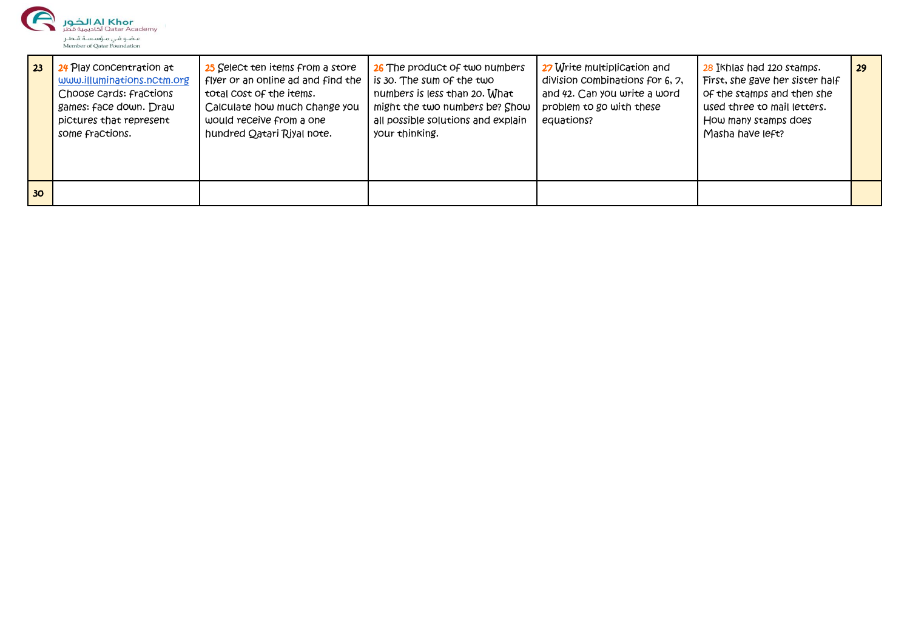| 23 | 24 Play concentration at www.illuminations.nctm.org Choose cards: fractions games: face down. Draw pictures that represent some fractions. | 25 Select ten items from a store flyer or an online ad and find the total cost of the items. Calculate how much change you would receive from a one hundred Qatari Riyal note. | 26 The product of two numbers is 30. The sum of the two numbers is less than 20. What might the two numbers be? Show all possible solutions and explain your thinking. | 27 Write multiplication and division combinations for 6, 7, and 42. Can you write a word problem to go with these equations? | 28 Ikhlas had 120 stamps. First, she gave her sister half of the stamps and then she used three to mail letters. How many stamps does Masha have left? | 29 |
|---|---|---|---|---|---|---|
| 30 | | | | | | |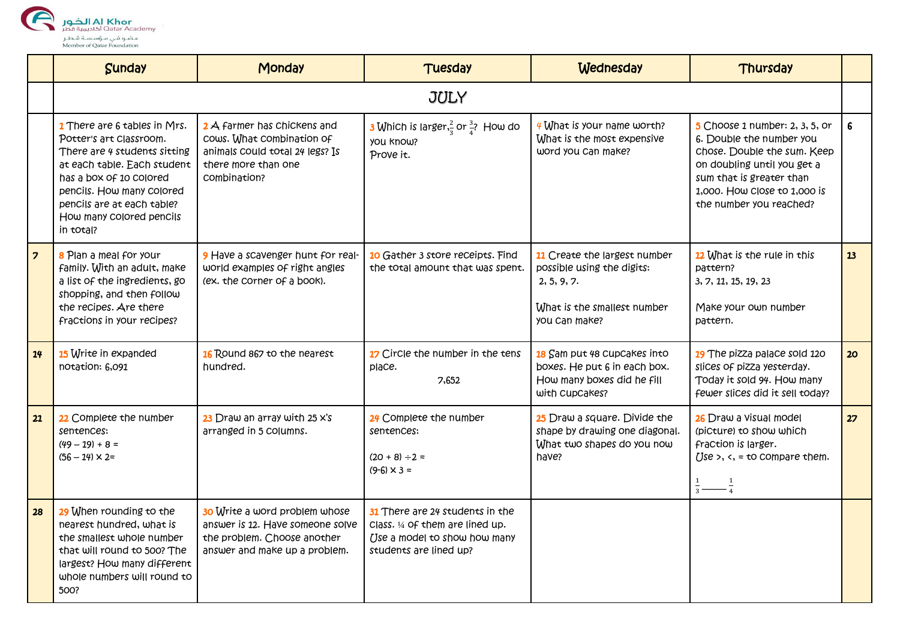Al Khor Qatar Academy
الخور أكاديمية قطر
عضو في مؤسسة قطر
Member of Qatar Foundation

| | Sunday | Monday | Tuesday | Wednesday | Thursday | |
|---|---|---|---|---|---|---|
| | JULY | | | | | |
| | 1 There are 6 tables in Mrs. Potter's art classroom. There are 4 students sitting at each table. Each student has a box of 10 colored pencils. How many colored pencils are at each table? How many colored pencils in total? | 2 A farmer has chickens and cows. What combination of animals could total 24 legs? Is there more than one combination? | 3 Which is larger, $\frac{2}{3}$ or $\frac{3}{4}$? How do you know? Prove it. | 4 What is your name worth? What is the most expensive word you can make? | 5 Choose 1 number: 2, 3, 5, or 6. Double the number you chose. Double the sum. Keep on doubling until you get a sum that is greater than 1,000. How close to 1,000 is the number you reached? | 6 |
| 7 | 8 Plan a meal for your family. With an adult, make a list of the ingredients, go shopping, and then follow the recipes. Are there fractions in your recipes? | 9 Have a scavenger hunt for real-world examples of right angles (ex. the corner of a book). | 10 Gather 3 store receipts. Find the total amount that was spent. | 11 Create the largest number possible using the digits: 2, 5, 9, 7. What is the smallest number you can make? | 12 What is the rule in this pattern? 3, 7, 11, 15, 19, 23 Make your own number pattern. | 13 |
| 14 | 15 Write in expanded notation: 6,091 | 16 Round 867 to the nearest hundred. | 17 Circle the number in the tens place. 7,652 | 18 Sam put 48 cupcakes into boxes. He put 6 in each box. How many boxes did he fill with cupcakes? | 19 The pizza palace sold 120 slices of pizza yesterday. Today it sold 94. How many fewer slices did it sell today? | 20 |
| 21 | 22 Complete the number sentences: $(49 - 19) + 8 =$ $(56 - 14) \times 2 =$ | 23 Draw an array with 25 x's arranged in 5 columns. | 24 Complete the number sentences: $(20 + 8) \div 2 =$ $(9 - 6) \times 3 =$ | 25 Draw a square. Divide the shape by drawing one diagonal. What two shapes do you now have? | 26 Draw a visual model (picture) to show which fraction is larger. Use >, <, = to compare them. $\frac{1}{3}$ ____ $\frac{1}{4}$ | 27 |
| 28 | 29 When rounding to the nearest hundred, what is the smallest whole number that will round to 500? The largest? How many different whole numbers will round to 500? | 30 Write a word problem whose answer is 12. Have someone solve the problem. Choose another answer and make up a problem. | 31 There are 24 students in the class. ¼ of them are lined up. Use a model to show how many students are lined up? | | | |